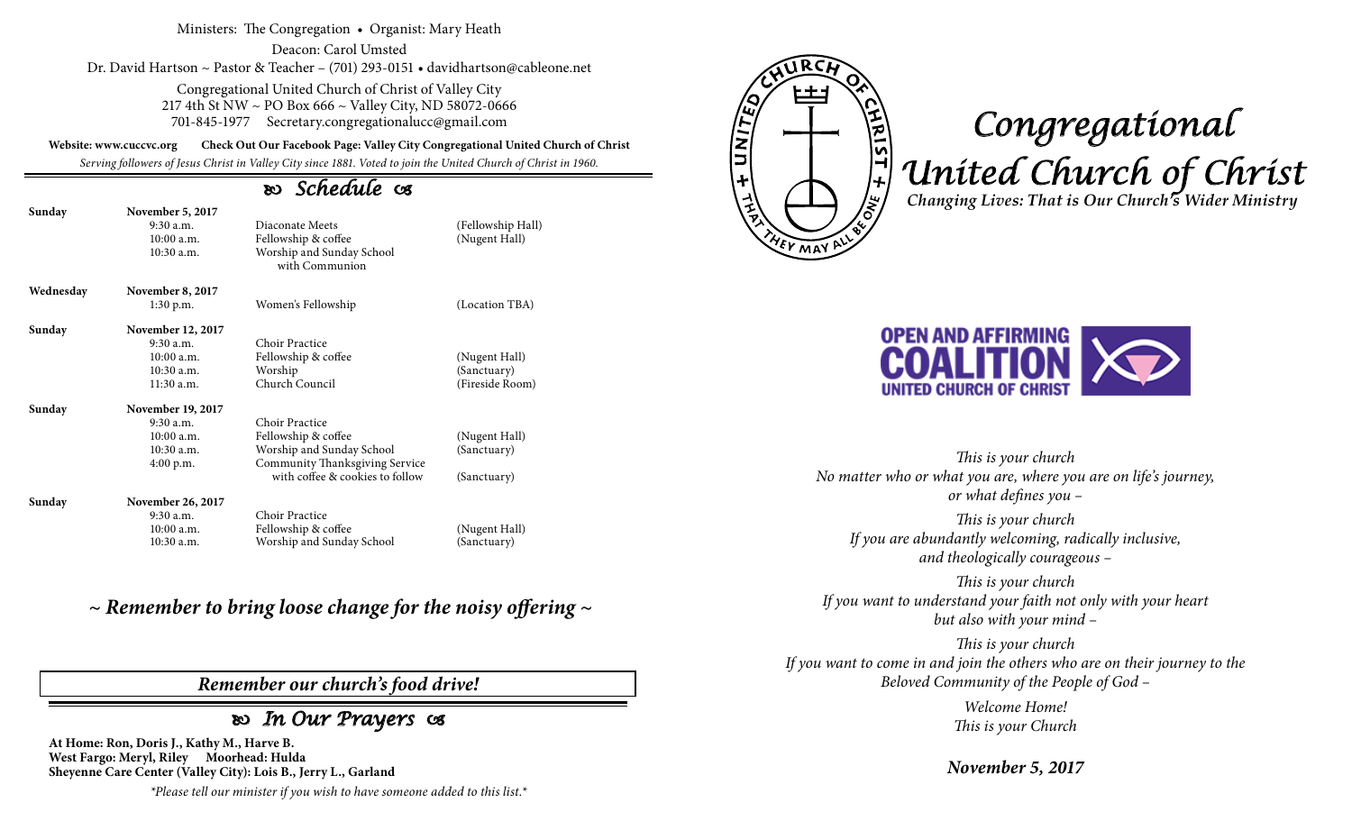Ministers: The Congregation • Organist: Mary Heath

Deacon: Carol Umsted

Dr. David Hartson ~ Pastor & Teacher – (701) 293-0151 • davidhartson@cableone.net

Congregational United Church of Christ of Valley City
217 4th St NW ~ PO Box 666 ~ Valley City, ND 58072-0666
701-845-1977 Secretary.congregationalucc@gmail.com

**Website: www.cuccvc.org** **Check Out Our Facebook Page: Valley City Congregational United Church of Christ**

*Serving followers of Jesus Christ in Valley City since 1881. Voted to join the United Church of Christ in 1960.*

## Schedule

| | | | |
|---|---|---|---|
| **Sunday** | **November 5, 2017** | | |
| | 9:30 a.m. | Diaconate Meets | (Fellowship Hall) |
| | 10:00 a.m. | Fellowship & coffee | (Nugent Hall) |
| | 10:30 a.m. | Worship and Sunday School with Communion | |
| **Wednesday** | **November 8, 2017** | | |
| | 1:30 p.m. | Women's Fellowship | (Location TBA) |
| **Sunday** | **November 12, 2017** | | |
| | 9:30 a.m. | Choir Practice | |
| | 10:00 a.m. | Fellowship & coffee | (Nugent Hall) |
| | 10:30 a.m. | Worship | (Sanctuary) |
| | 11:30 a.m. | Church Council | (Fireside Room) |
| **Sunday** | **November 19, 2017** | | |
| | 9:30 a.m. | Choir Practice | |
| | 10:00 a.m. | Fellowship & coffee | (Nugent Hall) |
| | 10:30 a.m. | Worship and Sunday School | (Sanctuary) |
| | 4:00 p.m. | Community Thanksgiving Service with coffee & cookies to follow | (Sanctuary) |
| **Sunday** | **November 26, 2017** | | |
| | 9:30 a.m. | Choir Practice | |
| | 10:00 a.m. | Fellowship & coffee | (Nugent Hall) |
| | 10:30 a.m. | Worship and Sunday School | (Sanctuary) |

***~ Remember to bring loose change for the noisy offering ~***

***Remember our church's food drive!***

## In Our Prayers

**At Home: Ron, Doris J., Kathy M., Harve B.**
**West Fargo: Meryl, Riley Moorhead: Hulda**
**Sheyenne Care Center (Valley City): Lois B., Jerry L., Garland**

*\*Please tell our minister if you wish to have someone added to this list.\**

UNITED CHURCH OF CHRIST + THAT THEY MAY ALL BE ONE +

# *Congregational United Church of Christ*

***Changing Lives: That is Our Church's Wider Ministry***

**OPEN AND AFFIRMING COALITION UNITED CHURCH OF CHRIST**

*This is your church*
*No matter who or what you are, where you are on life's journey, or what defines you –*

*This is your church*
*If you are abundantly welcoming, radically inclusive, and theologically courageous –*

*This is your church*
*If you want to understand your faith not only with your heart but also with your mind –*

*This is your church*
*If you want to come in and join the others who are on their journey to the Beloved Community of the People of God –*

*Welcome Home!*
*This is your Church*

***November 5, 2017***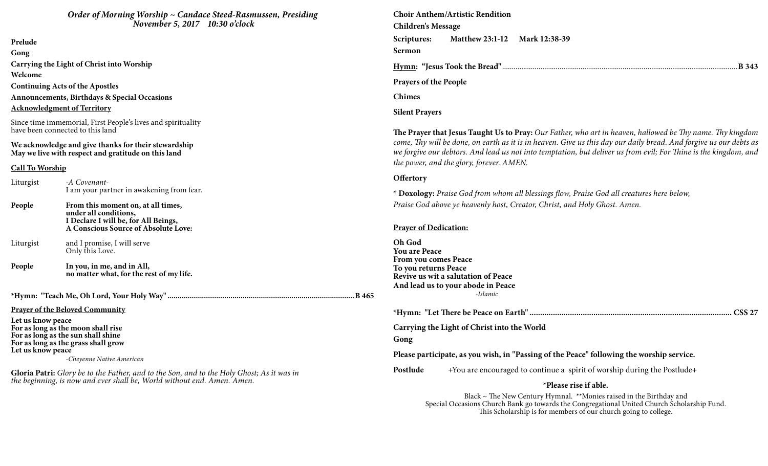## *Order of Morning Worship ~ Candace Steed-Rasmussen, Presiding*
## *November 5, 2017    10:30 o'clock*

**Prelude**

**Gong**

**Carrying the Light of Christ into Worship**

**Welcome**

**Continuing Acts of the Apostles**

**Announcements, Birthdays & Special Occasions**

**Acknowledgment of Territory**

Since time immemorial, First People's lives and spirituality have been connected to this land

**We acknowledge and give thanks for their stewardship**
**May we live with respect and gratitude on this land**

**Call To Worship**

Liturgist *-A Covenant-*
I am your partner in awakening from fear.

**People** **From this moment on, at all times, under all conditions, I Declare I will be, for All Beings, A Conscious Source of Absolute Love:**

Liturgist and I promise, I will serve Only this Love.

**People** **In you, in me, and in All, no matter what, for the rest of my life.**

**\*Hymn: "Teach Me, Oh Lord, Your Holy Way"** .......... **B 465**

**Prayer of the Beloved Community**

**Let us know peace**
**For as long as the moon shall rise**
**For as long as the sun shall shine**
**For as long as the grass shall grow**
**Let us know peace**

*-Cheyenne Native American*

**Gloria Patri:** *Glory be to the Father, and to the Son, and to the Holy Ghost; As it was in the beginning, is now and ever shall be, World without end. Amen. Amen.*

**Choir Anthem/Artistic Rendition**

**Children's Message**

**Scriptures:** **Matthew 23:1-12** **Mark 12:38-39**

**Sermon**

**Hymn: "Jesus Took the Bread"** .......... **B 343**

**Prayers of the People**

**Chimes**

**Silent Prayers**

**The Prayer that Jesus Taught Us to Pray:** *Our Father, who art in heaven, hallowed be Thy name. Thy kingdom come, Thy will be done, on earth as it is in heaven. Give us this day our daily bread. And forgive us our debts as we forgive our debtors. And lead us not into temptation, but deliver us from evil; For Thine is the kingdom, and the power, and the glory, forever. AMEN.*

**Offertory**

\* **Doxology:** *Praise God from whom all blessings flow, Praise God all creatures here below, Praise God above ye heavenly host, Creator, Christ, and Holy Ghost. Amen.*

**Prayer of Dedication:**

**Oh God**
**You are Peace**
**From you comes Peace**
**To you returns Peace**
**Revive us wit a salutation of Peace**
**And lead us to your abode in Peace**

*-Islamic*

**\*Hymn: "Let There be Peace on Earth"** .......... **CSS 27**

**Carrying the Light of Christ into the World**

**Gong**

**Please participate, as you wish, in "Passing of the Peace" following the worship service.**

**Postlude** +You are encouraged to continue a spirit of worship during the Postlude+

**\*Please rise if able.**

Black ~ The New Century Hymnal. \*\*Monies raised in the Birthday and Special Occasions Church Bank go towards the Congregational United Church Scholarship Fund. This Scholarship is for members of our church going to college.